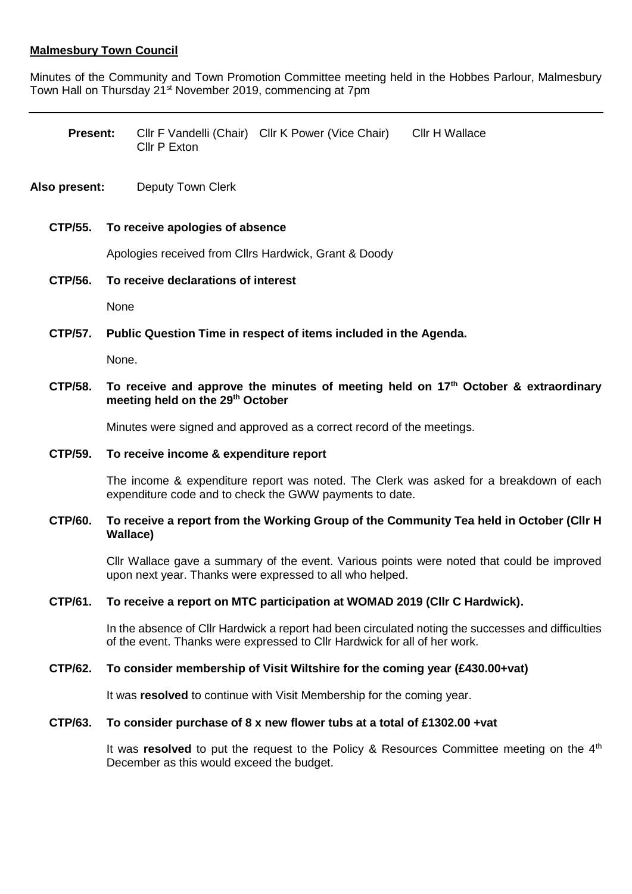**Malmesbury Town Council**

Minutes of the Community and Town Promotion Committee meeting held in the Hobbes Parlour, Malmesbury Town Hall on Thursday 21st November 2019, commencing at 7pm

---

**Present:** Cllr F Vandelli (Chair) Cllr K Power (Vice Chair) Cllr H Wallace Cllr P Exton

**Also present:** Deputy Town Clerk

**CTP/55. To receive apologies of absence**

Apologies received from Cllrs Hardwick, Grant & Doody

**CTP/56. To receive declarations of interest**

None

**CTP/57. Public Question Time in respect of items included in the Agenda.**

None.

**CTP/58. To receive and approve the minutes of meeting held on 17th October & extraordinary meeting held on the 29th October**

Minutes were signed and approved as a correct record of the meetings.

**CTP/59. To receive income & expenditure report**

The income & expenditure report was noted. The Clerk was asked for a breakdown of each expenditure code and to check the GWW payments to date.

**CTP/60. To receive a report from the Working Group of the Community Tea held in October (Cllr H Wallace)**

Cllr Wallace gave a summary of the event. Various points were noted that could be improved upon next year. Thanks were expressed to all who helped.

**CTP/61. To receive a report on MTC participation at WOMAD 2019 (Cllr C Hardwick).**

In the absence of Cllr Hardwick a report had been circulated noting the successes and difficulties of the event. Thanks were expressed to Cllr Hardwick for all of her work.

**CTP/62. To consider membership of Visit Wiltshire for the coming year (£430.00+vat)**

It was **resolved** to continue with Visit Membership for the coming year.

**CTP/63. To consider purchase of 8 x new flower tubs at a total of £1302.00 +vat**

It was **resolved** to put the request to the Policy & Resources Committee meeting on the 4th December as this would exceed the budget.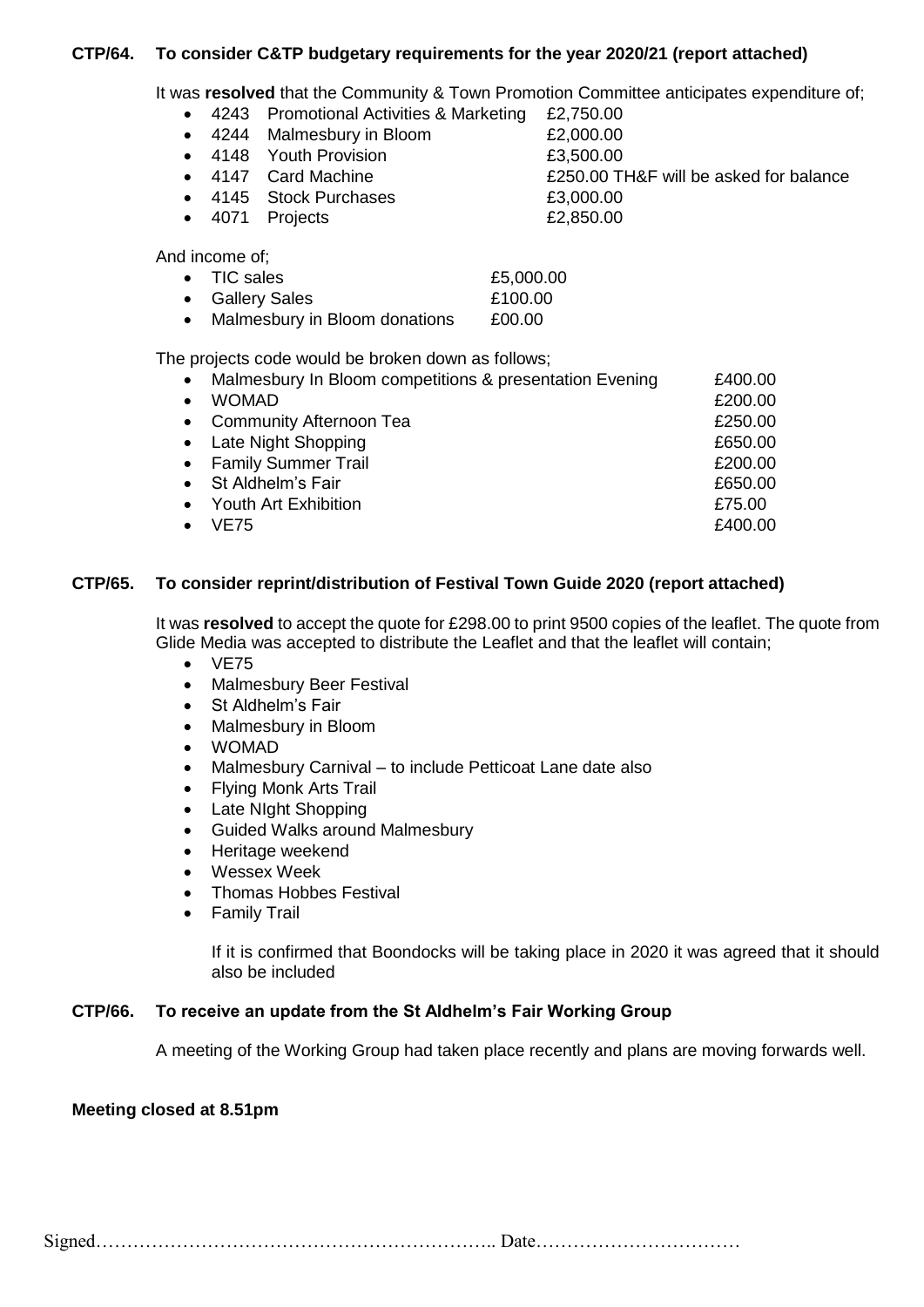**CTP/64. To consider C&TP budgetary requirements for the year 2020/21 (report attached)**

It was **resolved** that the Community & Town Promotion Committee anticipates expenditure of;

- 4243 Promotional Activities & Marketing £2,750.00
- 4244 Malmesbury in Bloom £2,000.00
- 4148 Youth Provision £3,500.00
- 4147 Card Machine £250.00 TH&F will be asked for balance
- 4145 Stock Purchases £3,000.00
- 4071 Projects £2,850.00

And income of;

- TIC sales £5,000.00
- Gallery Sales £100.00
- Malmesbury in Bloom donations £00.00

The projects code would be broken down as follows;

- Malmesbury In Bloom competitions & presentation Evening £400.00
- WOMAD £200.00
- Community Afternoon Tea £250.00
- Late Night Shopping £650.00
- Family Summer Trail £200.00
- St Aldhelm's Fair £650.00
- Youth Art Exhibition £75.00
- VE75 £400.00

**CTP/65. To consider reprint/distribution of Festival Town Guide 2020 (report attached)**

It was **resolved** to accept the quote for £298.00 to print 9500 copies of the leaflet. The quote from Glide Media was accepted to distribute the Leaflet and that the leaflet will contain;

- VE75
- Malmesbury Beer Festival
- St Aldhelm's Fair
- Malmesbury in Bloom
- WOMAD
- Malmesbury Carnival – to include Petticoat Lane date also
- Flying Monk Arts Trail
- Late NIght Shopping
- Guided Walks around Malmesbury
- Heritage weekend
- Wessex Week
- Thomas Hobbes Festival
- Family Trail

If it is confirmed that Boondocks will be taking place in 2020 it was agreed that it should also be included

**CTP/66. To receive an update from the St Aldhelm's Fair Working Group**

A meeting of the Working Group had taken place recently and plans are moving forwards well.

**Meeting closed at 8.51pm**

Signed……………………………………………………….. Date……………………………